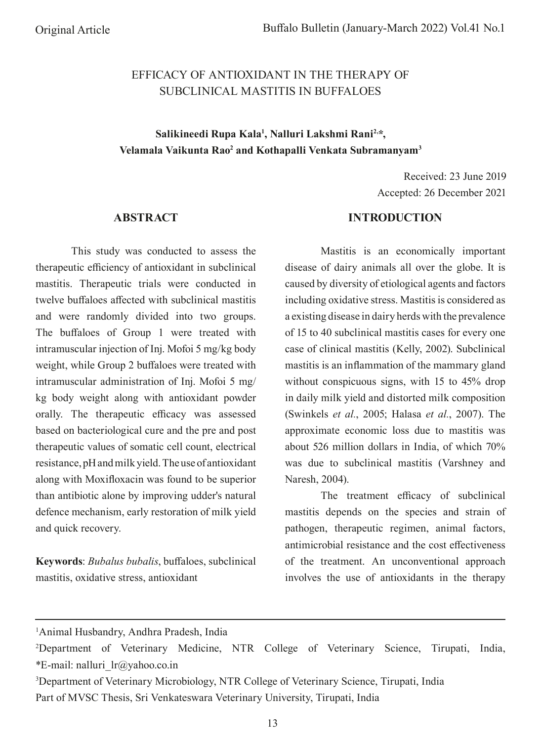Original Article

# EFFICACY OF ANTIOXIDANT IN THE THERAPY OF SUBCLINICAL MASTITIS IN BUFFALOES

**Salikineedi Rupa Kala[1], Nalluri Lakshmi Rani[2,*], Velamala Vaikunta Rao[2] and Kothapalli Venkata Subramanyam[3]**

Received: 23 June 2019
Accepted: 26 December 2021

## ABSTRACT

This study was conducted to assess the therapeutic efficiency of antioxidant in subclinical mastitis. Therapeutic trials were conducted in twelve buffaloes affected with subclinical mastitis and were randomly divided into two groups. The buffaloes of Group 1 were treated with intramuscular injection of Inj. Mofoi 5 mg/kg body weight, while Group 2 buffaloes were treated with intramuscular administration of Inj. Mofoi 5 mg/kg body weight along with antioxidant powder orally. The therapeutic efficacy was assessed based on bacteriological cure and the pre and post therapeutic values of somatic cell count, electrical resistance, pH and milk yield. The use of antioxidant along with Moxifloxacin was found to be superior than antibiotic alone by improving udder's natural defence mechanism, early restoration of milk yield and quick recovery.

**Keywords**: *Bubalus bubalis*, buffaloes, subclinical mastitis, oxidative stress, antioxidant

## INTRODUCTION

Mastitis is an economically important disease of dairy animals all over the globe. It is caused by diversity of etiological agents and factors including oxidative stress. Mastitis is considered as a existing disease in dairy herds with the prevalence of 15 to 40 subclinical mastitis cases for every one case of clinical mastitis (Kelly, 2002). Subclinical mastitis is an inflammation of the mammary gland without conspicuous signs, with 15 to 45% drop in daily milk yield and distorted milk composition (Swinkels *et al*., 2005; Halasa *et al*., 2007). The approximate economic loss due to mastitis was about 526 million dollars in India, of which 70% was due to subclinical mastitis (Varshney and Naresh, 2004).

The treatment efficacy of subclinical mastitis depends on the species and strain of pathogen, therapeutic regimen, animal factors, antimicrobial resistance and the cost effectiveness of the treatment. An unconventional approach involves the use of antioxidants in the therapy

---

[1]Animal Husbandry, Andhra Pradesh, India

[2]Department of Veterinary Medicine, NTR College of Veterinary Science, Tirupati, India, *E-mail: nalluri_lr@yahoo.co.in

[3]Department of Veterinary Microbiology, NTR College of Veterinary Science, Tirupati, India

Part of MVSC Thesis, Sri Venkateswara Veterinary University, Tirupati, India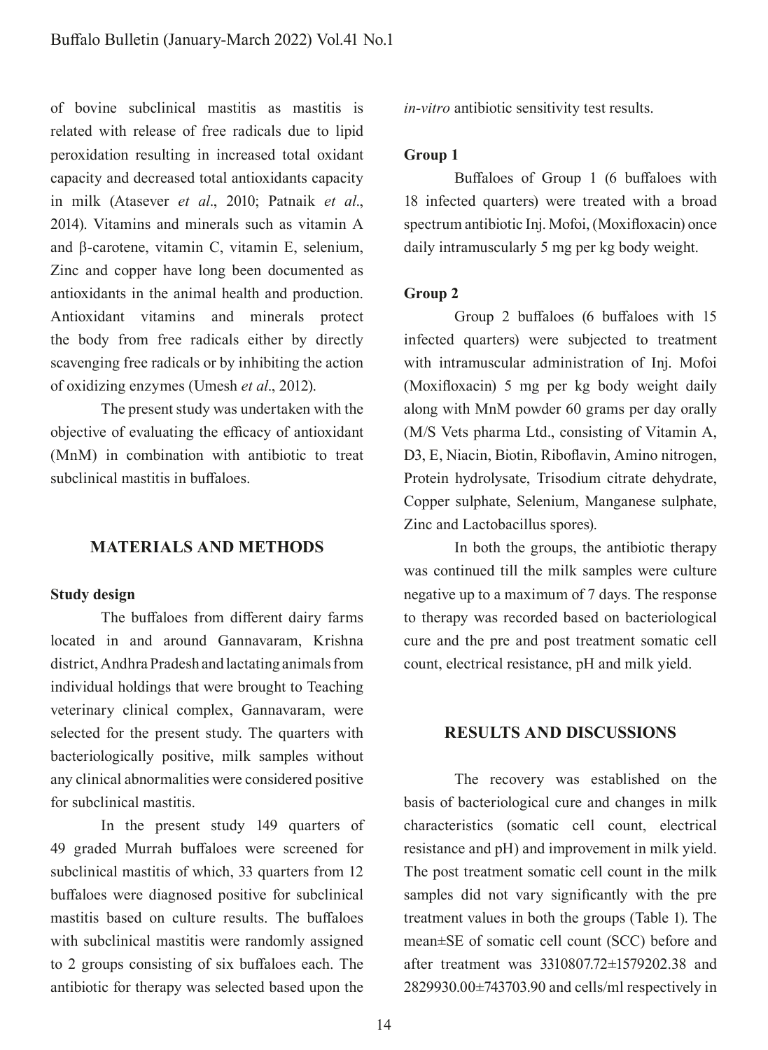of bovine subclinical mastitis as mastitis is related with release of free radicals due to lipid peroxidation resulting in increased total oxidant capacity and decreased total antioxidants capacity in milk (Atasever *et al*., 2010; Patnaik *et al*., 2014). Vitamins and minerals such as vitamin A and β-carotene, vitamin C, vitamin E, selenium, Zinc and copper have long been documented as antioxidants in the animal health and production. Antioxidant vitamins and minerals protect the body from free radicals either by directly scavenging free radicals or by inhibiting the action of oxidizing enzymes (Umesh *et al*., 2012).

The present study was undertaken with the objective of evaluating the efficacy of antioxidant (MnM) in combination with antibiotic to treat subclinical mastitis in buffaloes.

## MATERIALS AND METHODS

### Study design

The buffaloes from different dairy farms located in and around Gannavaram, Krishna district, Andhra Pradesh and lactating animals from individual holdings that were brought to Teaching veterinary clinical complex, Gannavaram, were selected for the present study. The quarters with bacteriologically positive, milk samples without any clinical abnormalities were considered positive for subclinical mastitis.

In the present study 149 quarters of 49 graded Murrah buffaloes were screened for subclinical mastitis of which, 33 quarters from 12 buffaloes were diagnosed positive for subclinical mastitis based on culture results. The buffaloes with subclinical mastitis were randomly assigned to 2 groups consisting of six buffaloes each. The antibiotic for therapy was selected based upon the *in-vitro* antibiotic sensitivity test results.

### Group 1

Buffaloes of Group 1 (6 buffaloes with 18 infected quarters) were treated with a broad spectrum antibiotic Inj. Mofoi, (Moxifloxacin) once daily intramuscularly 5 mg per kg body weight.

### Group 2

Group 2 buffaloes (6 buffaloes with 15 infected quarters) were subjected to treatment with intramuscular administration of Inj. Mofoi (Moxifloxacin) 5 mg per kg body weight daily along with MnM powder 60 grams per day orally (M/S Vets pharma Ltd., consisting of Vitamin A, D3, E, Niacin, Biotin, Riboflavin, Amino nitrogen, Protein hydrolysate, Trisodium citrate dehydrate, Copper sulphate, Selenium, Manganese sulphate, Zinc and Lactobacillus spores).

In both the groups, the antibiotic therapy was continued till the milk samples were culture negative up to a maximum of 7 days. The response to therapy was recorded based on bacteriological cure and the pre and post treatment somatic cell count, electrical resistance, pH and milk yield.

## RESULTS AND DISCUSSIONS

The recovery was established on the basis of bacteriological cure and changes in milk characteristics (somatic cell count, electrical resistance and pH) and improvement in milk yield. The post treatment somatic cell count in the milk samples did not vary significantly with the pre treatment values in both the groups (Table 1). The mean±SE of somatic cell count (SCC) before and after treatment was 3310807.72±1579202.38 and 2829930.00±743703.90 and cells/ml respectively in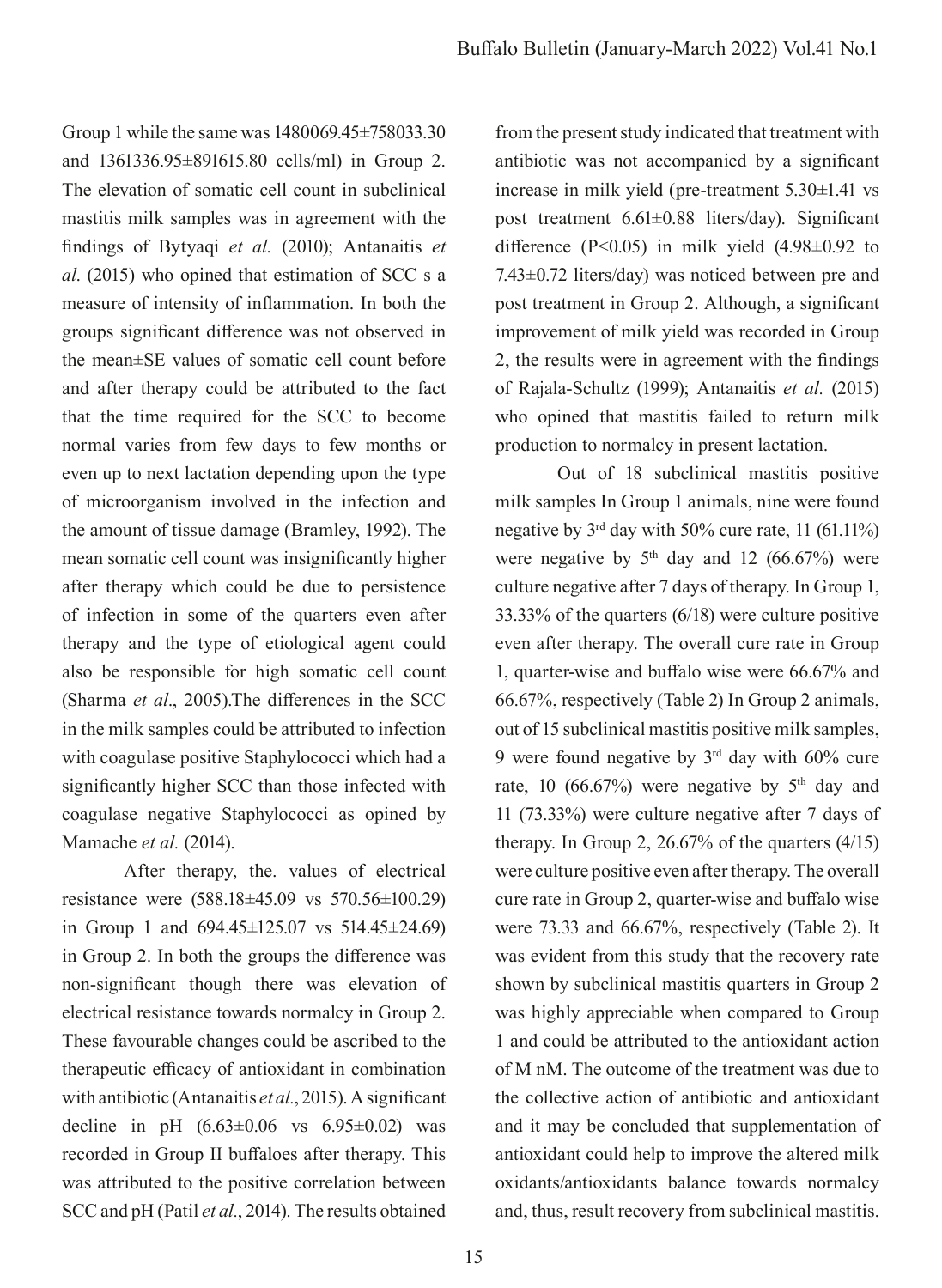Group 1 while the same was 1480069.45±758033.30 and 1361336.95±891615.80 cells/ml) in Group 2. The elevation of somatic cell count in subclinical mastitis milk samples was in agreement with the findings of Bytyaqi *et al.* (2010); Antanaitis *et al*. (2015) who opined that estimation of SCC s a measure of intensity of inflammation. In both the groups significant difference was not observed in the mean±SE values of somatic cell count before and after therapy could be attributed to the fact that the time required for the SCC to become normal varies from few days to few months or even up to next lactation depending upon the type of microorganism involved in the infection and the amount of tissue damage (Bramley, 1992). The mean somatic cell count was insignificantly higher after therapy which could be due to persistence of infection in some of the quarters even after therapy and the type of etiological agent could also be responsible for high somatic cell count (Sharma *et al*., 2005).The differences in the SCC in the milk samples could be attributed to infection with coagulase positive Staphylococci which had a significantly higher SCC than those infected with coagulase negative Staphylococci as opined by Mamache *et al.* (2014).

After therapy, the. values of electrical resistance were (588.18±45.09 vs 570.56±100.29) in Group 1 and 694.45±125.07 vs 514.45±24.69) in Group 2. In both the groups the difference was non-significant though there was elevation of electrical resistance towards normalcy in Group 2. These favourable changes could be ascribed to the therapeutic efficacy of antioxidant in combination with antibiotic (Antanaitis *et al*., 2015). A significant decline in pH (6.63±0.06 vs 6.95±0.02) was recorded in Group II buffaloes after therapy. This was attributed to the positive correlation between SCC and pH (Patil *et al*., 2014). The results obtained from the present study indicated that treatment with antibiotic was not accompanied by a significant increase in milk yield (pre-treatment 5.30±1.41 vs post treatment 6.61±0.88 liters/day). Significant difference ($P<0.05$) in milk yield (4.98±0.92 to 7.43±0.72 liters/day) was noticed between pre and post treatment in Group 2. Although, a significant improvement of milk yield was recorded in Group 2, the results were in agreement with the findings of Rajala-Schultz (1999); Antanaitis *et al.* (2015) who opined that mastitis failed to return milk production to normalcy in present lactation.

Out of 18 subclinical mastitis positive milk samples In Group 1 animals, nine were found negative by 3rd day with 50% cure rate, 11 (61.11%) were negative by 5th day and 12 (66.67%) were culture negative after 7 days of therapy. In Group 1, 33.33% of the quarters (6/18) were culture positive even after therapy. The overall cure rate in Group 1, quarter-wise and buffalo wise were 66.67% and 66.67%, respectively (Table 2) In Group 2 animals, out of 15 subclinical mastitis positive milk samples, 9 were found negative by 3rd day with 60% cure rate, 10 (66.67%) were negative by 5th day and 11 (73.33%) were culture negative after 7 days of therapy. In Group 2, 26.67% of the quarters (4/15) were culture positive even after therapy. The overall cure rate in Group 2, quarter-wise and buffalo wise were 73.33 and 66.67%, respectively (Table 2). It was evident from this study that the recovery rate shown by subclinical mastitis quarters in Group 2 was highly appreciable when compared to Group 1 and could be attributed to the antioxidant action of M nM. The outcome of the treatment was due to the collective action of antibiotic and antioxidant and it may be concluded that supplementation of antioxidant could help to improve the altered milk oxidants/antioxidants balance towards normalcy and, thus, result recovery from subclinical mastitis.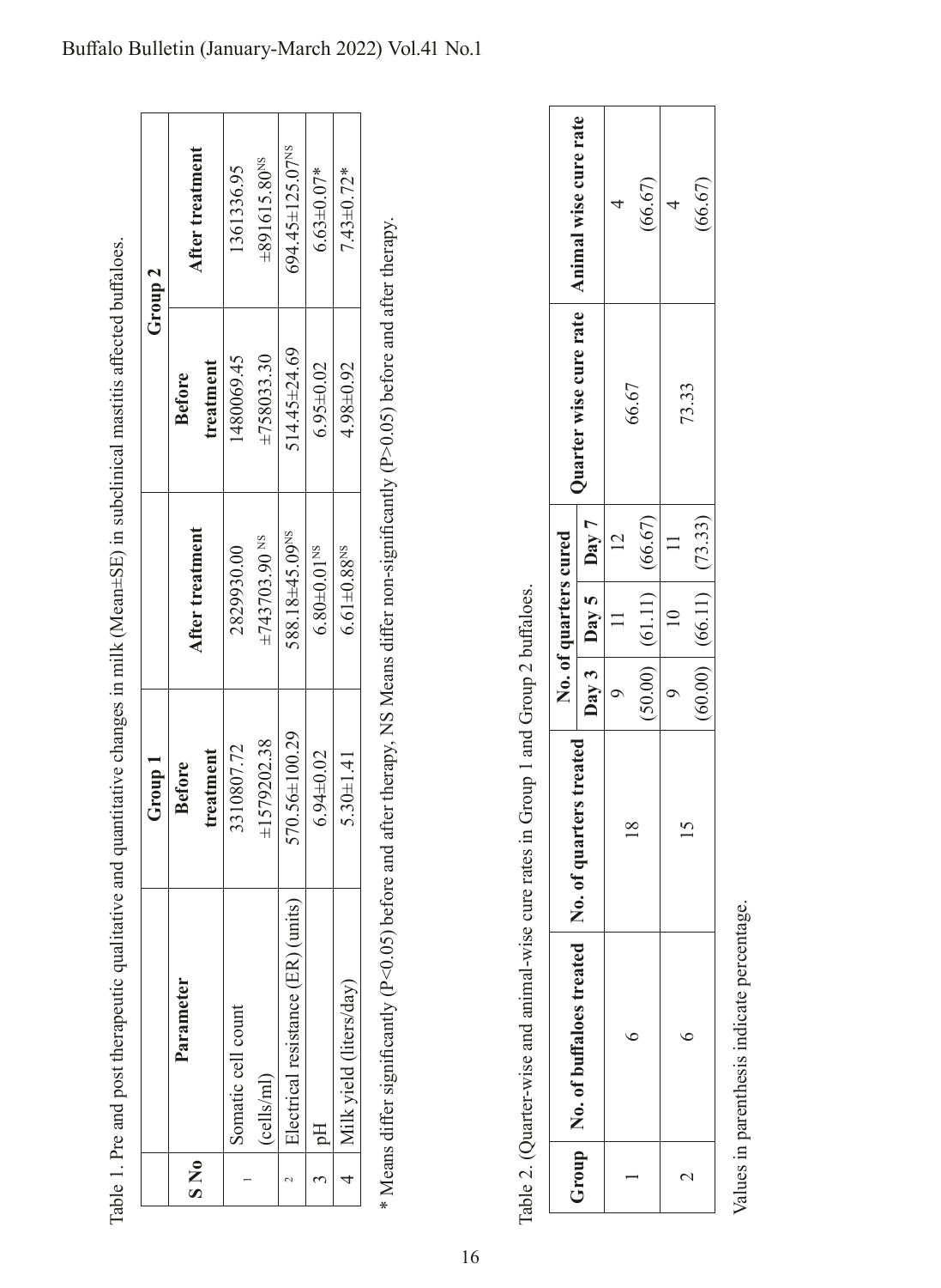Table 1. Pre and post therapeutic qualitative and quantitative changes in milk (Mean±SE) in subclinical mastitis affected buffaloes.

| S No | Parameter | Group 1 | | Group 2 | |
|---|---|---|---|---|---|
| | | Before treatment | After treatment | Before treatment | After treatment |
| 1 | Somatic cell count (cells/ml) | 3310807.72 ±1579202.38 | 2829930.00 ±743703.90 [NS] | 1480069.45 ±758033.30 | 1361336.95 ±891615.80 [NS] |
| 2 | Electrical resistance (ER) (units) | 570.56±100.29 | 588.18±45.09 [NS] | 514.45±24.69 | 694.45±125.07 [NS] |
| 3 | pH | 6.94±0.02 | 6.80±0.01 [NS] | 6.95±0.02 | 6.63±0.07* |
| 4 | Milk yield (liters/day) | 5.30±1.41 | 6.61±0.88 [NS] | 4.98±0.92 | 7.43±0.72* |

* Means differ significantly ($P<0.05$) before and after therapy, NS Means differ non-significantly ($P>0.05$) before and after therapy.

Table 2. (Quarter-wise and animal-wise cure rates in Group 1 and Group 2 buffaloes.

| Group | No. of buffaloes treated | No. of quarters treated | No. of quarters cured | | | Quarter wise cure rate | Animal wise cure rate |
|---|---|---|---|---|---|---|---|
| | | | Day 3 | Day 5 | Day 7 | | |
| 1 | 6 | 18 | 9 (50.00) | 11 (61.11) | 12 (66.67) | 66.67 | 4 (66.67) |
| 2 | 6 | 15 | 9 (60.00) | 10 (66.11) | 11 (73.33) | 73.33 | 4 (66.67) |

Values in parenthesis indicate percentage.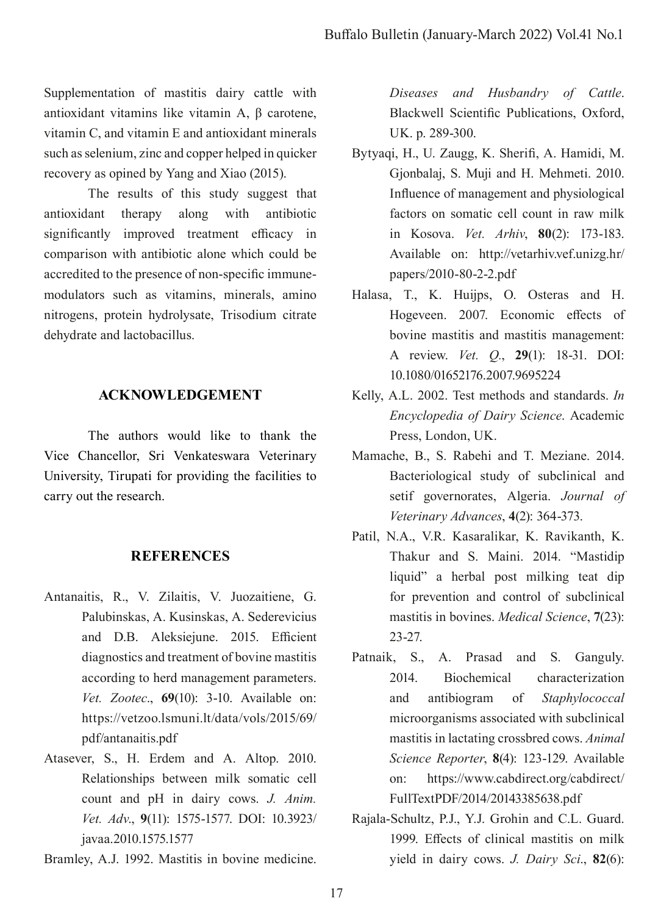Supplementation of mastitis dairy cattle with antioxidant vitamins like vitamin A, β carotene, vitamin C, and vitamin E and antioxidant minerals such as selenium, zinc and copper helped in quicker recovery as opined by Yang and Xiao (2015).

The results of this study suggest that antioxidant therapy along with antibiotic significantly improved treatment efficacy in comparison with antibiotic alone which could be accredited to the presence of non-specific immune-modulators such as vitamins, minerals, amino nitrogens, protein hydrolysate, Trisodium citrate dehydrate and lactobacillus.

## ACKNOWLEDGEMENT

The authors would like to thank the Vice Chancellor, Sri Venkateswara Veterinary University, Tirupati for providing the facilities to carry out the research.

## REFERENCES

Antanaitis, R., V. Zilaitis, V. Juozaitiene, G. Palubinskas, A. Kusinskas, A. Sederevicius and D.B. Aleksiejune. 2015. Efficient diagnostics and treatment of bovine mastitis according to herd management parameters. *Vet. Zootec*., **69**(10): 3-10. Available on: https://vetzoo.lsmuni.lt/data/vols/2015/69/pdf/antanaitis.pdf

Atasever, S., H. Erdem and A. Altop. 2010. Relationships between milk somatic cell count and pH in dairy cows. *J. Anim. Vet. Adv*., **9**(11): 1575-1577. DOI: 10.3923/javaa.2010.1575.1577

Bramley, A.J. 1992. Mastitis in bovine medicine. *Diseases and Husbandry of Cattle*. Blackwell Scientific Publications, Oxford, UK. p. 289-300.

Bytyaqi, H., U. Zaugg, K. Sherifi, A. Hamidi, M. Gjonbalaj, S. Muji and H. Mehmeti. 2010. Influence of management and physiological factors on somatic cell count in raw milk in Kosova. *Vet. Arhiv*, **80**(2): 173-183. Available on: http://vetarhiv.vef.unizg.hr/papers/2010-80-2-2.pdf

Halasa, T., K. Huijps, O. Osteras and H. Hogeveen. 2007. Economic effects of bovine mastitis and mastitis management: A review. *Vet. Q*., **29**(1): 18-31. DOI: 10.1080/01652176.2007.9695224

Kelly, A.L. 2002. Test methods and standards. *In Encyclopedia of Dairy Science*. Academic Press, London, UK.

Mamache, B., S. Rabehi and T. Meziane. 2014. Bacteriological study of subclinical and setif governorates, Algeria. *Journal of Veterinary Advances*, **4**(2): 364-373.

Patil, N.A., V.R. Kasaralikar, K. Ravikanth, K. Thakur and S. Maini. 2014. "Mastidip liquid" a herbal post milking teat dip for prevention and control of subclinical mastitis in bovines. *Medical Science*, **7**(23): 23-27.

Patnaik, S., A. Prasad and S. Ganguly. 2014. Biochemical characterization and antibiogram of *Staphylococcal* microorganisms associated with subclinical mastitis in lactating crossbred cows. *Animal Science Reporter*, **8**(4): 123-129. Available on: https://www.cabdirect.org/cabdirect/FullTextPDF/2014/20143385638.pdf

Rajala-Schultz, P.J., Y.J. Grohin and C.L. Guard. 1999. Effects of clinical mastitis on milk yield in dairy cows. *J. Dairy Sci*., **82**(6):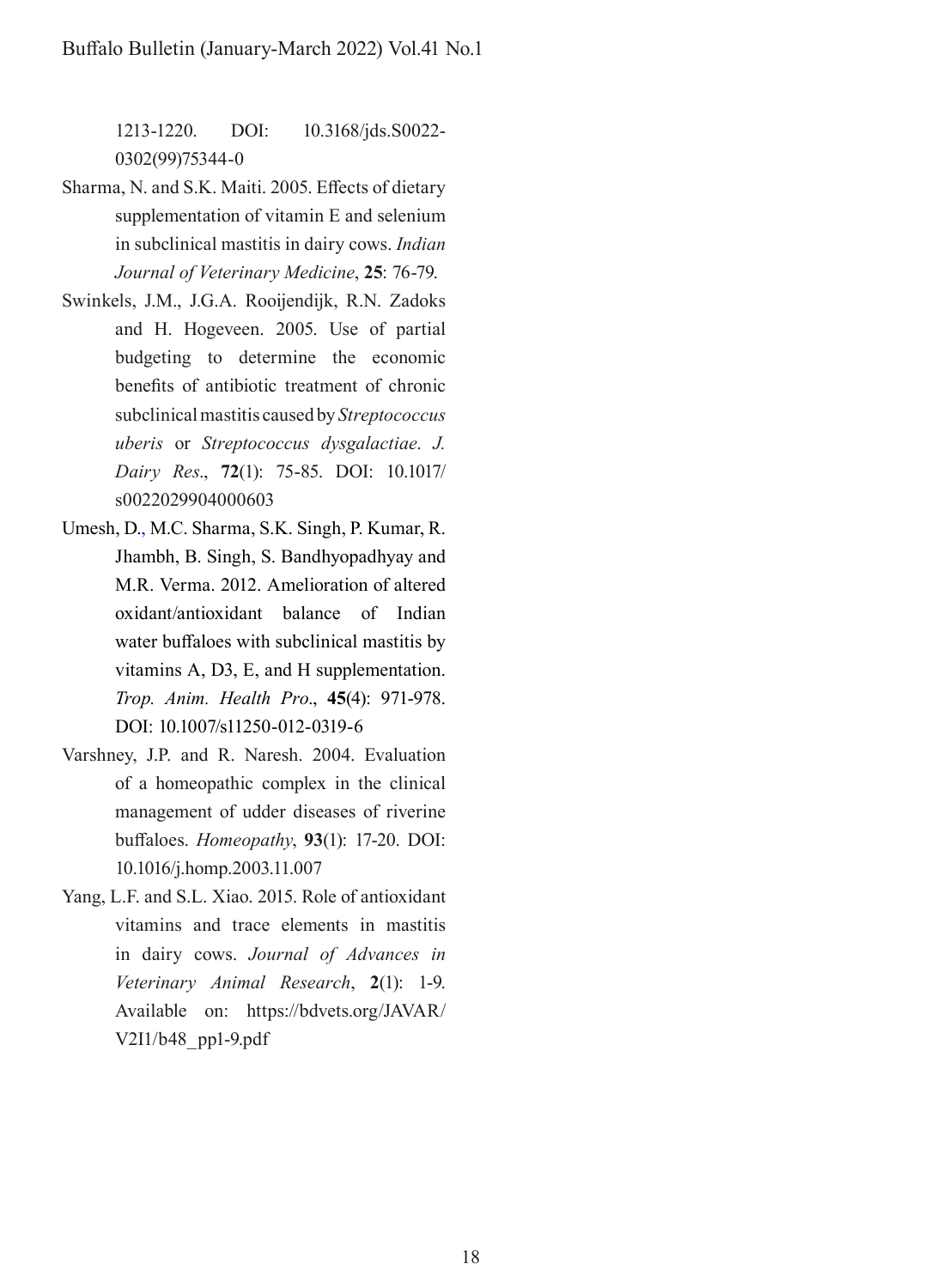1213-1220. DOI: 10.3168/jds.S0022-0302(99)75344-0

Sharma, N. and S.K. Maiti. 2005. Effects of dietary supplementation of vitamin E and selenium in subclinical mastitis in dairy cows. *Indian Journal of Veterinary Medicine*, **25**: 76-79.

Swinkels, J.M., J.G.A. Rooijendijk, R.N. Zadoks and H. Hogeveen. 2005. Use of partial budgeting to determine the economic benefits of antibiotic treatment of chronic subclinical mastitis caused by *Streptococcus uberis* or *Streptococcus dysgalactiae*. *J. Dairy Res*., **72**(1): 75-85. DOI: 10.1017/s0022029904000603

Umesh, D., M.C. Sharma, S.K. Singh, P. Kumar, R. Jhambh, B. Singh, S. Bandhyopadhyay and M.R. Verma. 2012. Amelioration of altered oxidant/antioxidant balance of Indian water buffaloes with subclinical mastitis by vitamins A, D3, E, and H supplementation. *Trop. Anim. Health Pro*., **45**(4): 971-978. DOI: 10.1007/s11250-012-0319-6

Varshney, J.P. and R. Naresh. 2004. Evaluation of a homeopathic complex in the clinical management of udder diseases of riverine buffaloes. *Homeopathy*, **93**(1): 17-20. DOI: 10.1016/j.homp.2003.11.007

Yang, L.F. and S.L. Xiao. 2015. Role of antioxidant vitamins and trace elements in mastitis in dairy cows. *Journal of Advances in Veterinary Animal Research*, **2**(1): 1-9. Available on: https://bdvets.org/JAVAR/V2I1/b48_pp1-9.pdf